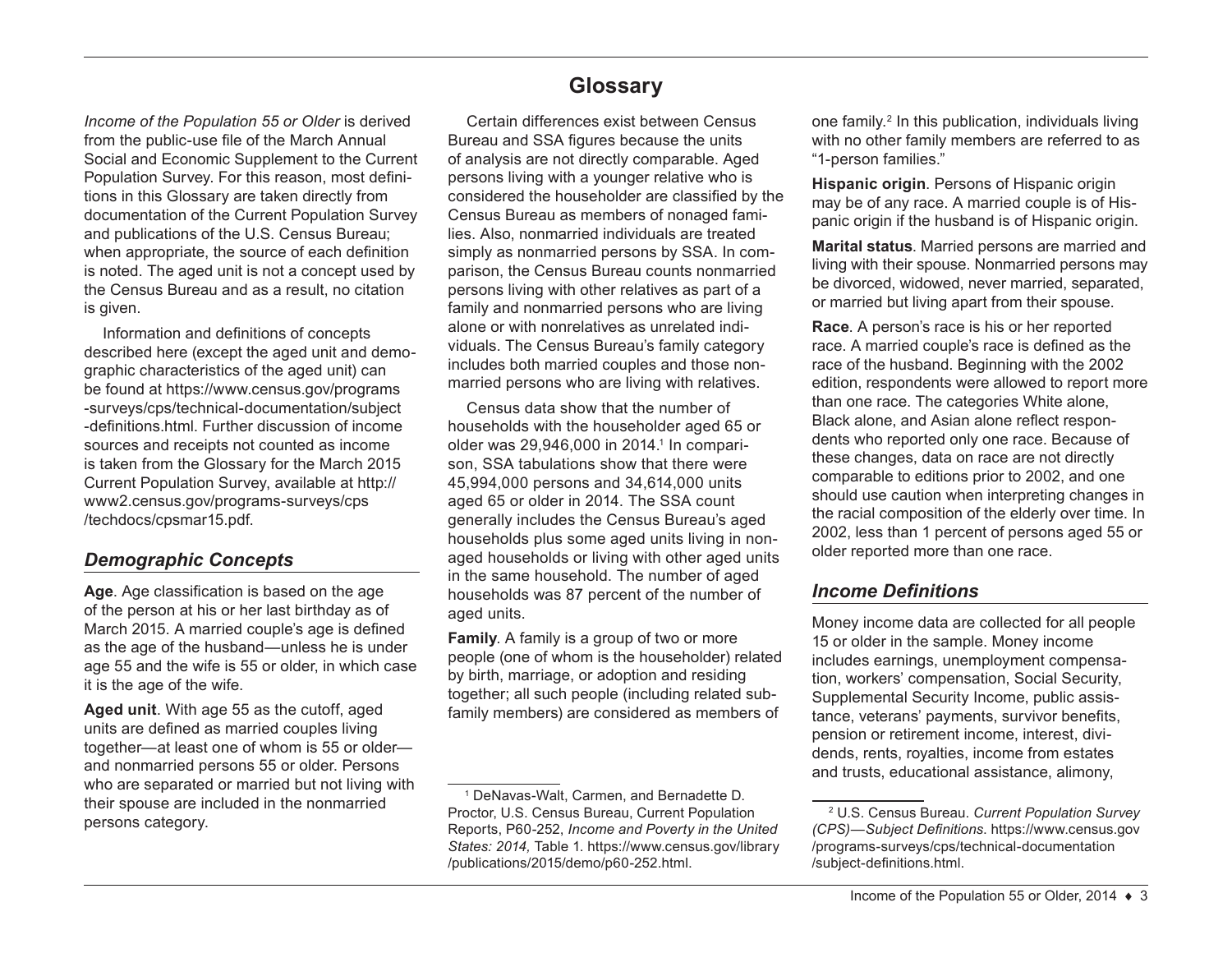# Glossary

*Income of the Population 55 or Older* is derived from the public-use file of the March Annual Social and Economic Supplement to the Current Population Survey. For this reason, most definitions in this Glossary are taken directly from documentation of the Current Population Survey and publications of the U.S. Census Bureau; when appropriate, the source of each definition is noted. The aged unit is not a concept used by the Census Bureau and as a result, no citation is given.

Information and definitions of concepts described here (except the aged unit and demographic characteristics of the aged unit) can be found at https://www.census.gov/programs-surveys/cps/technical-documentation/subject-definitions.html. Further discussion of income sources and receipts not counted as income is taken from the Glossary for the March 2015 Current Population Survey, available at http://www2.census.gov/programs-surveys/cps/techdocs/cpsmar15.pdf.

## *Demographic Concepts*

**Age**. Age classification is based on the age of the person at his or her last birthday as of March 2015. A married couple's age is defined as the age of the husband—unless he is under age 55 and the wife is 55 or older, in which case it is the age of the wife.

**Aged unit**. With age 55 as the cutoff, aged units are defined as married couples living together—at least one of whom is 55 or older—and nonmarried persons 55 or older. Persons who are separated or married but not living with their spouse are included in the nonmarried persons category.

Certain differences exist between Census Bureau and SSA figures because the units of analysis are not directly comparable. Aged persons living with a younger relative who is considered the householder are classified by the Census Bureau as members of nonaged families. Also, nonmarried individuals are treated simply as nonmarried persons by SSA. In comparison, the Census Bureau counts nonmarried persons living with other relatives as part of a family and nonmarried persons who are living alone or with nonrelatives as unrelated individuals. The Census Bureau's family category includes both married couples and those nonmarried persons who are living with relatives.

Census data show that the number of households with the householder aged 65 or older was 29,946,000 in 2014.[1] In comparison, SSA tabulations show that there were 45,994,000 persons and 34,614,000 units aged 65 or older in 2014. The SSA count generally includes the Census Bureau's aged households plus some aged units living in nonaged households or living with other aged units in the same household. The number of aged households was 87 percent of the number of aged units.

**Family**. A family is a group of two or more people (one of whom is the householder) related by birth, marriage, or adoption and residing together; all such people (including related subfamily members) are considered as members of one family.[2] In this publication, individuals living with no other family members are referred to as "1-person families."

**Hispanic origin**. Persons of Hispanic origin may be of any race. A married couple is of Hispanic origin if the husband is of Hispanic origin.

**Marital status**. Married persons are married and living with their spouse. Nonmarried persons may be divorced, widowed, never married, separated, or married but living apart from their spouse.

**Race**. A person's race is his or her reported race. A married couple's race is defined as the race of the husband. Beginning with the 2002 edition, respondents were allowed to report more than one race. The categories White alone, Black alone, and Asian alone reflect respondents who reported only one race. Because of these changes, data on race are not directly comparable to editions prior to 2002, and one should use caution when interpreting changes in the racial composition of the elderly over time. In 2002, less than 1 percent of persons aged 55 or older reported more than one race.

## *Income Definitions*

Money income data are collected for all people 15 or older in the sample. Money income includes earnings, unemployment compensation, workers' compensation, Social Security, Supplemental Security Income, public assistance, veterans' payments, survivor benefits, pension or retirement income, interest, dividends, rents, royalties, income from estates and trusts, educational assistance, alimony,

---

[1] DeNavas-Walt, Carmen, and Bernadette D. Proctor, U.S. Census Bureau, Current Population Reports, P60-252, *Income and Poverty in the United States: 2014,* Table 1. https://www.census.gov/library/publications/2015/demo/p60-252.html.

[2] U.S. Census Bureau. *Current Population Survey (CPS)—Subject Definitions.* https://www.census.gov/programs-surveys/cps/technical-documentation/subject-definitions.html.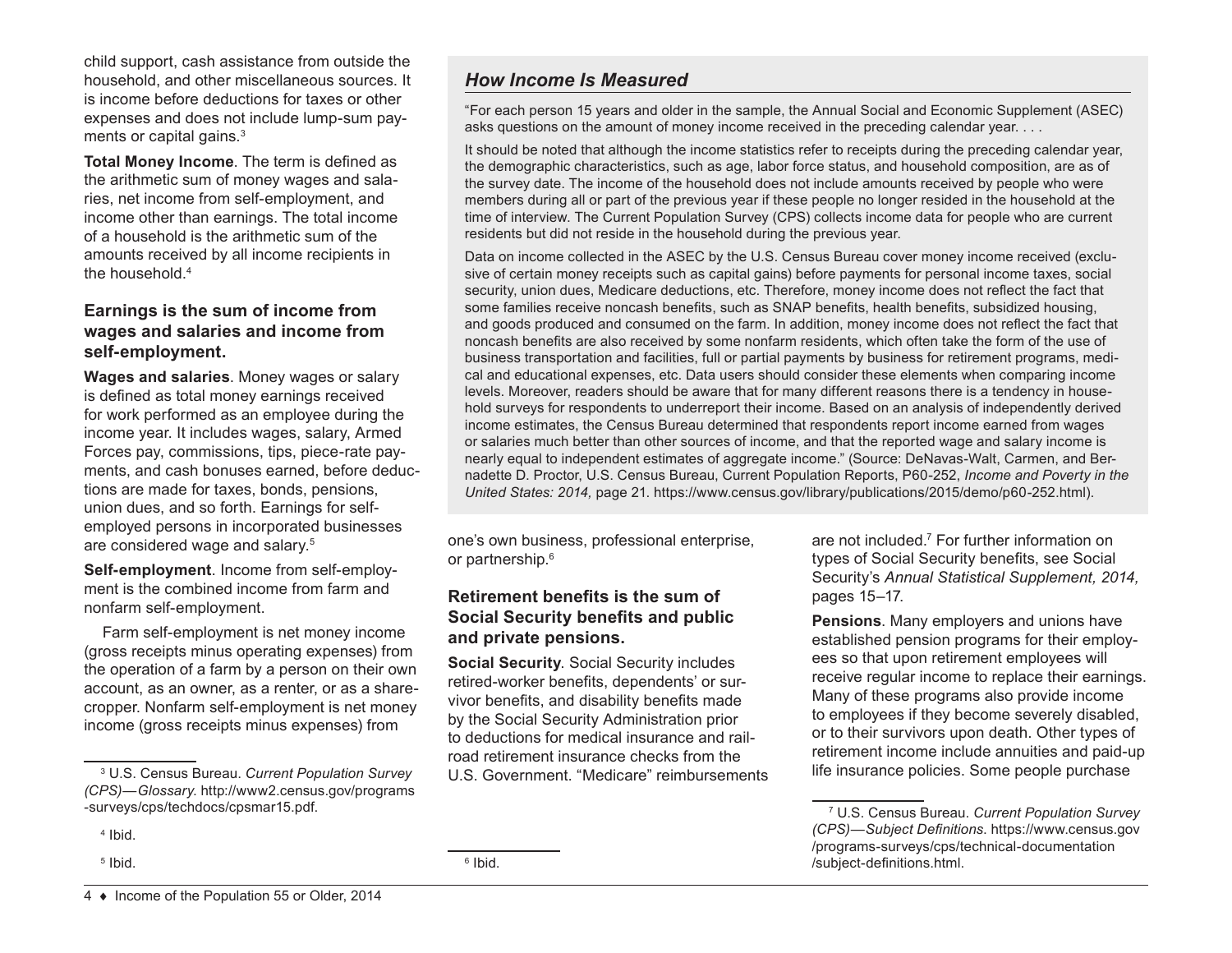child support, cash assistance from outside the household, and other miscellaneous sources. It is income before deductions for taxes or other expenses and does not include lump-sum payments or capital gains.[3]

**Total Money Income**. The term is defined as the arithmetic sum of money wages and salaries, net income from self-employment, and income other than earnings. The total income of a household is the arithmetic sum of the amounts received by all income recipients in the household.[4]

### Earnings is the sum of income from wages and salaries and income from self-employment.

**Wages and salaries**. Money wages or salary is defined as total money earnings received for work performed as an employee during the income year. It includes wages, salary, Armed Forces pay, commissions, tips, piece-rate payments, and cash bonuses earned, before deductions are made for taxes, bonds, pensions, union dues, and so forth. Earnings for self-employed persons in incorporated businesses are considered wage and salary.[5]

**Self-employment**. Income from self-employment is the combined income from farm and nonfarm self-employment.

Farm self-employment is net money income (gross receipts minus operating expenses) from the operation of a farm by a person on their own account, as an owner, as a renter, or as a sharecropper. Nonfarm self-employment is net money income (gross receipts minus expenses) from one's own business, professional enterprise, or partnership.[6]

> ## *How Income Is Measured*
>
> "For each person 15 years and older in the sample, the Annual Social and Economic Supplement (ASEC) asks questions on the amount of money income received in the preceding calendar year. . . .
>
> It should be noted that although the income statistics refer to receipts during the preceding calendar year, the demographic characteristics, such as age, labor force status, and household composition, are as of the survey date. The income of the household does not include amounts received by people who were members during all or part of the previous year if these people no longer resided in the household at the time of interview. The Current Population Survey (CPS) collects income data for people who are current residents but did not reside in the household during the previous year.
>
> Data on income collected in the ASEC by the U.S. Census Bureau cover money income received (exclusive of certain money receipts such as capital gains) before payments for personal income taxes, social security, union dues, Medicare deductions, etc. Therefore, money income does not reflect the fact that some families receive noncash benefits, such as SNAP benefits, health benefits, subsidized housing, and goods produced and consumed on the farm. In addition, money income does not reflect the fact that noncash benefits are also received by some nonfarm residents, which often take the form of the use of business transportation and facilities, full or partial payments by business for retirement programs, medical and educational expenses, etc. Data users should consider these elements when comparing income levels. Moreover, readers should be aware that for many different reasons there is a tendency in household surveys for respondents to underreport their income. Based on an analysis of independently derived income estimates, the Census Bureau determined that respondents report income earned from wages or salaries much better than other sources of income, and that the reported wage and salary income is nearly equal to independent estimates of aggregate income." (Source: DeNavas-Walt, Carmen, and Bernadette D. Proctor, U.S. Census Bureau, Current Population Reports, P60-252, *Income and Poverty in the United States: 2014,* page 21. https://www.census.gov/library/publications/2015/demo/p60-252.html).

### Retirement benefits is the sum of Social Security benefits and public and private pensions.

**Social Security**. Social Security includes retired-worker benefits, dependents' or survivor benefits, and disability benefits made by the Social Security Administration prior to deductions for medical insurance and railroad retirement insurance checks from the U.S. Government. "Medicare" reimbursements are not included.[7] For further information on types of Social Security benefits, see Social Security's *Annual Statistical Supplement, 2014,* pages 15–17.

**Pensions**. Many employers and unions have established pension programs for their employees so that upon retirement employees will receive regular income to replace their earnings. Many of these programs also provide income to employees if they become severely disabled, or to their survivors upon death. Other types of retirement income include annuities and paid-up life insurance policies. Some people purchase

---

[3] U.S. Census Bureau. *Current Population Survey (CPS)—Glossary.* http://www2.census.gov/programs-surveys/cps/techdocs/cpsmar15.pdf.

[4] Ibid.

[5] Ibid.

[6] Ibid.

[7] U.S. Census Bureau. *Current Population Survey (CPS)—Subject Definitions.* https://www.census.gov/programs-surveys/cps/technical-documentation/subject-definitions.html.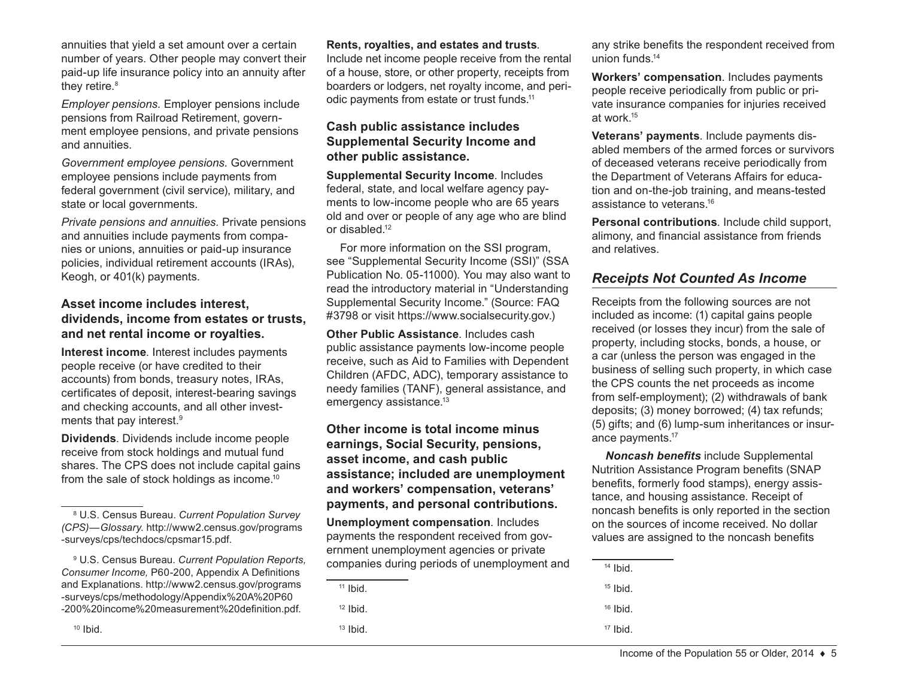annuities that yield a set amount over a certain number of years. Other people may convert their paid-up life insurance policy into an annuity after they retire.[8]

*Employer pensions.* Employer pensions include pensions from Railroad Retirement, government employee pensions, and private pensions and annuities.

*Government employee pensions.* Government employee pensions include payments from federal government (civil service), military, and state or local governments.

*Private pensions and annuities.* Private pensions and annuities include payments from companies or unions, annuities or paid-up insurance policies, individual retirement accounts (IRAs), Keogh, or 401(k) payments.

### Asset income includes interest, dividends, income from estates or trusts, and net rental income or royalties.

**Interest income**. Interest includes payments people receive (or have credited to their accounts) from bonds, treasury notes, IRAs, certificates of deposit, interest-bearing savings and checking accounts, and all other investments that pay interest.[9]

**Dividends**. Dividends include income people receive from stock holdings and mutual fund shares. The CPS does not include capital gains from the sale of stock holdings as income.[10]

**Rents, royalties, and estates and trusts**. Include net income people receive from the rental of a house, store, or other property, receipts from boarders or lodgers, net royalty income, and periodic payments from estate or trust funds.[11]

### Cash public assistance includes Supplemental Security Income and other public assistance.

**Supplemental Security Income**. Includes federal, state, and local welfare agency payments to low-income people who are 65 years old and over or people of any age who are blind or disabled.[12]

For more information on the SSI program, see "Supplemental Security Income (SSI)" (SSA Publication No. 05-11000). You may also want to read the introductory material in "Understanding Supplemental Security Income." (Source: FAQ #3798 or visit https://www.socialsecurity.gov.)

**Other Public Assistance**. Includes cash public assistance payments low-income people receive, such as Aid to Families with Dependent Children (AFDC, ADC), temporary assistance to needy families (TANF), general assistance, and emergency assistance.[13]

### Other income is total income minus earnings, Social Security, pensions, asset income, and cash public assistance; included are unemployment and workers' compensation, veterans' payments, and personal contributions.

**Unemployment compensation**. Includes payments the respondent received from government unemployment agencies or private companies during periods of unemployment and any strike benefits the respondent received from union funds.[14]

**Workers' compensation**. Includes payments people receive periodically from public or private insurance companies for injuries received at work.[15]

**Veterans' payments**. Include payments disabled members of the armed forces or survivors of deceased veterans receive periodically from the Department of Veterans Affairs for education and on-the-job training, and means-tested assistance to veterans.[16]

**Personal contributions**. Include child support, alimony, and financial assistance from friends and relatives.

## *Receipts Not Counted As Income*

Receipts from the following sources are not included as income: (1) capital gains people received (or losses they incur) from the sale of property, including stocks, bonds, a house, or a car (unless the person was engaged in the business of selling such property, in which case the CPS counts the net proceeds as income from self-employment); (2) withdrawals of bank deposits; (3) money borrowed; (4) tax refunds; (5) gifts; and (6) lump-sum inheritances or insurance payments.[17]

***Noncash benefits*** include Supplemental Nutrition Assistance Program benefits (SNAP benefits, formerly food stamps), energy assistance, and housing assistance. Receipt of noncash benefits is only reported in the section on the sources of income received. No dollar values are assigned to the noncash benefits

---

[8] U.S. Census Bureau. *Current Population Survey (CPS)—Glossary*. http://www2.census.gov/programs-surveys/cps/techdocs/cpsmar15.pdf.

[9] U.S. Census Bureau. *Current Population Reports, Consumer Income,* P60-200, Appendix A Definitions and Explanations. http://www2.census.gov/programs-surveys/cps/methodology/Appendix%20A%20P60-200%20income%20measurement%20definition.pdf.

[10] Ibid.

[11] Ibid.

[12] Ibid.

[13] Ibid.

[14] Ibid.

[15] Ibid.

[16] Ibid.

[17] Ibid.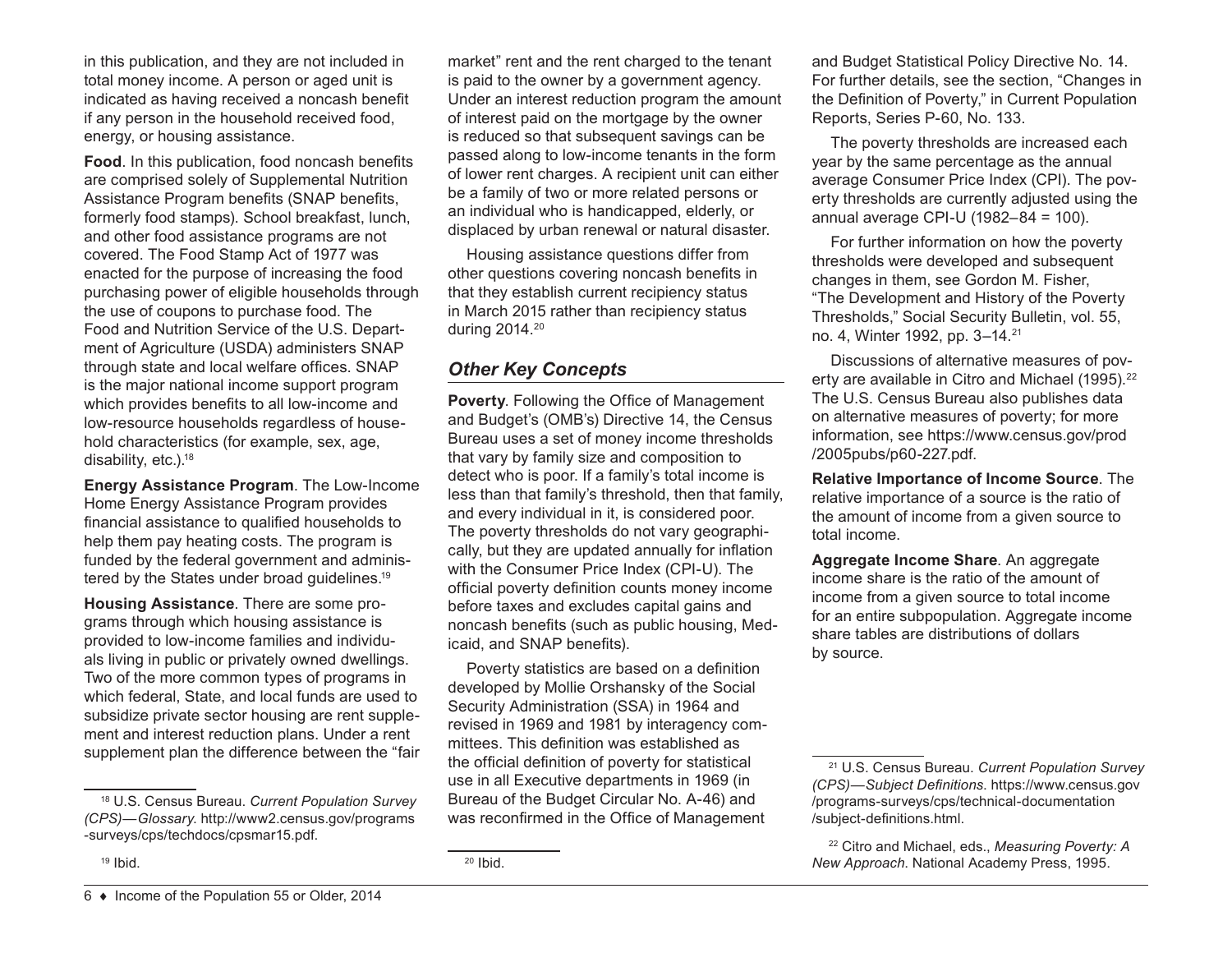in this publication, and they are not included in total money income. A person or aged unit is indicated as having received a noncash benefit if any person in the household received food, energy, or housing assistance.

**Food**. In this publication, food noncash benefits are comprised solely of Supplemental Nutrition Assistance Program benefits (SNAP benefits, formerly food stamps). School breakfast, lunch, and other food assistance programs are not covered. The Food Stamp Act of 1977 was enacted for the purpose of increasing the food purchasing power of eligible households through the use of coupons to purchase food. The Food and Nutrition Service of the U.S. Department of Agriculture (USDA) administers SNAP through state and local welfare offices. SNAP is the major national income support program which provides benefits to all low-income and low-resource households regardless of household characteristics (for example, sex, age, disability, etc.).[18]

**Energy Assistance Program**. The Low-Income Home Energy Assistance Program provides financial assistance to qualified households to help them pay heating costs. The program is funded by the federal government and administered by the States under broad guidelines.[19]

**Housing Assistance**. There are some programs through which housing assistance is provided to low-income families and individuals living in public or privately owned dwellings. Two of the more common types of programs in which federal, State, and local funds are used to subsidize private sector housing are rent supplement and interest reduction plans. Under a rent supplement plan the difference between the "fair market" rent and the rent charged to the tenant is paid to the owner by a government agency. Under an interest reduction program the amount of interest paid on the mortgage by the owner is reduced so that subsequent savings can be passed along to low-income tenants in the form of lower rent charges. A recipient unit can either be a family of two or more related persons or an individual who is handicapped, elderly, or displaced by urban renewal or natural disaster.

Housing assistance questions differ from other questions covering noncash benefits in that they establish current recipiency status in March 2015 rather than recipiency status during 2014.[20]

## *Other Key Concepts*

**Poverty**. Following the Office of Management and Budget's (OMB's) Directive 14, the Census Bureau uses a set of money income thresholds that vary by family size and composition to detect who is poor. If a family's total income is less than that family's threshold, then that family, and every individual in it, is considered poor. The poverty thresholds do not vary geographically, but they are updated annually for inflation with the Consumer Price Index (CPI-U). The official poverty definition counts money income before taxes and excludes capital gains and noncash benefits (such as public housing, Medicaid, and SNAP benefits).

Poverty statistics are based on a definition developed by Mollie Orshansky of the Social Security Administration (SSA) in 1964 and revised in 1969 and 1981 by interagency committees. This definition was established as the official definition of poverty for statistical use in all Executive departments in 1969 (in Bureau of the Budget Circular No. A-46) and was reconfirmed in the Office of Management and Budget Statistical Policy Directive No. 14. For further details, see the section, "Changes in the Definition of Poverty," in Current Population Reports, Series P-60, No. 133.

The poverty thresholds are increased each year by the same percentage as the annual average Consumer Price Index (CPI). The poverty thresholds are currently adjusted using the annual average CPI-U (1982–84 = 100).

For further information on how the poverty thresholds were developed and subsequent changes in them, see Gordon M. Fisher, "The Development and History of the Poverty Thresholds," Social Security Bulletin, vol. 55, no. 4, Winter 1992, pp. 3–14.[21]

Discussions of alternative measures of poverty are available in Citro and Michael (1995).[22] The U.S. Census Bureau also publishes data on alternative measures of poverty; for more information, see https://www.census.gov/prod/2005pubs/p60-227.pdf.

**Relative Importance of Income Source**. The relative importance of a source is the ratio of the amount of income from a given source to total income.

**Aggregate Income Share**. An aggregate income share is the ratio of the amount of income from a given source to total income for an entire subpopulation. Aggregate income share tables are distributions of dollars by source.

---

[18] U.S. Census Bureau. *Current Population Survey (CPS)—Glossary.* http://www2.census.gov/programs-surveys/cps/techdocs/cpsmar15.pdf.

[19] Ibid.

[20] Ibid.

[21] U.S. Census Bureau. *Current Population Survey (CPS)—Subject Definitions.* https://www.census.gov/programs-surveys/cps/technical-documentation/subject-definitions.html.

[22] Citro and Michael, eds., *Measuring Poverty: A New Approach.* National Academy Press, 1995.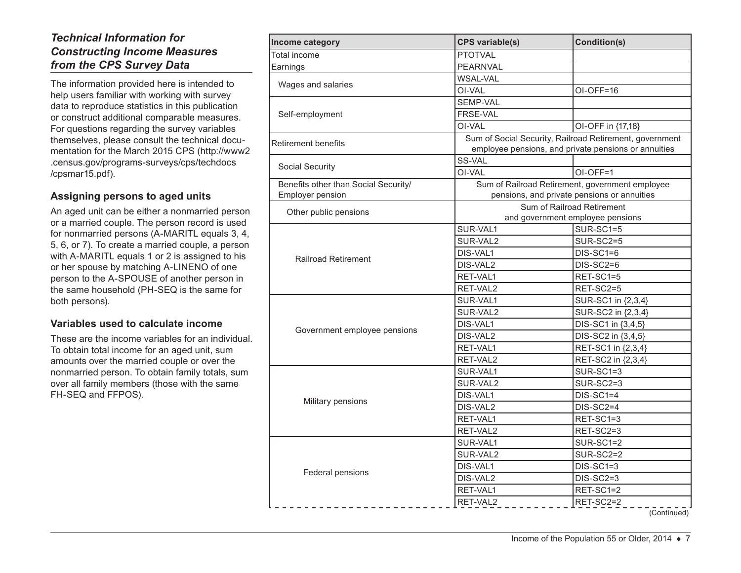### *Technical Information for Constructing Income Measures from the CPS Survey Data*

The information provided here is intended to help users familiar with working with survey data to reproduce statistics in this publication or construct additional comparable measures. For questions regarding the survey variables themselves, please consult the technical documentation for the March 2015 CPS (http://www2.census.gov/programs-surveys/cps/techdocs/cpsmar15.pdf).

#### Assigning persons to aged units

An aged unit can be either a nonmarried person or a married couple. The person record is used for nonmarried persons (A-MARITL equals 3, 4, 5, 6, or 7). To create a married couple, a person with A-MARITL equals 1 or 2 is assigned to his or her spouse by matching A-LINENO of one person to the A-SPOUSE of another person in the same household (PH-SEQ is the same for both persons).

#### Variables used to calculate income

These are the income variables for an individual. To obtain total income for an aged unit, sum amounts over the married couple or over the nonmarried person. To obtain family totals, sum over all family members (those with the same FH-SEQ and FFPOS).

| Income category | CPS variable(s) | Condition(s) |
|---|---|---|
| Total income | PTOTVAL | |
| Earnings | PEARNVAL | |
| Wages and salaries | WSAL-VAL | |
| | OI-VAL | OI-OFF=16 |
| Self-employment | SEMP-VAL | |
| | FRSE-VAL | |
| | OI-VAL | OI-OFF in {17,18} |
| Retirement benefits | Sum of Social Security, Railroad Retirement, government employee pensions, and private pensions or annuities | |
| Social Security | SS-VAL | |
| | OI-VAL | OI-OFF=1 |
| Benefits other than Social Security/ Employer pension | Sum of Railroad Retirement, government employee pensions, and private pensions or annuities | |
| Other public pensions | Sum of Railroad Retirement and government employee pensions | |
| Railroad Retirement | SUR-VAL1 | SUR-SC1=5 |
| | SUR-VAL2 | SUR-SC2=5 |
| | DIS-VAL1 | DIS-SC1=6 |
| | DIS-VAL2 | DIS-SC2=6 |
| | RET-VAL1 | RET-SC1=5 |
| | RET-VAL2 | RET-SC2=5 |
| Government employee pensions | SUR-VAL1 | SUR-SC1 in {2,3,4} |
| | SUR-VAL2 | SUR-SC2 in {2,3,4} |
| | DIS-VAL1 | DIS-SC1 in {3,4,5} |
| | DIS-VAL2 | DIS-SC2 in {3,4,5} |
| | RET-VAL1 | RET-SC1 in {2,3,4} |
| | RET-VAL2 | RET-SC2 in {2,3,4} |
| Military pensions | SUR-VAL1 | SUR-SC1=3 |
| | SUR-VAL2 | SUR-SC2=3 |
| | DIS-VAL1 | DIS-SC1=4 |
| | DIS-VAL2 | DIS-SC2=4 |
| | RET-VAL1 | RET-SC1=3 |
| | RET-VAL2 | RET-SC2=3 |
| Federal pensions | SUR-VAL1 | SUR-SC1=2 |
| | SUR-VAL2 | SUR-SC2=2 |
| | DIS-VAL1 | DIS-SC1=3 |
| | DIS-VAL2 | DIS-SC2=3 |
| | RET-VAL1 | RET-SC1=2 |
| | RET-VAL2 | RET-SC2=2 |

(Continued)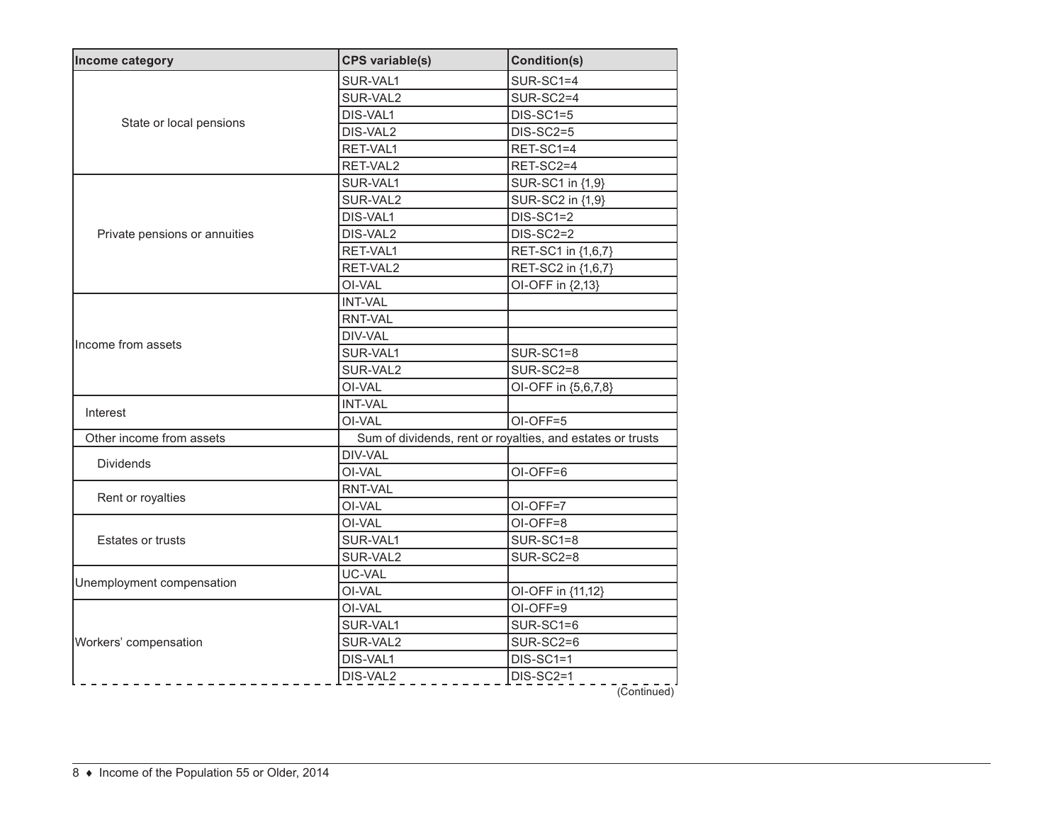| Income category | CPS variable(s) | Condition(s) |
|---|---|---|
| State or local pensions | SUR-VAL1 | SUR-SC1=4 |
| | SUR-VAL2 | SUR-SC2=4 |
| | DIS-VAL1 | DIS-SC1=5 |
| | DIS-VAL2 | DIS-SC2=5 |
| | RET-VAL1 | RET-SC1=4 |
| | RET-VAL2 | RET-SC2=4 |
| Private pensions or annuities | SUR-VAL1 | SUR-SC1 in {1,9} |
| | SUR-VAL2 | SUR-SC2 in {1,9} |
| | DIS-VAL1 | DIS-SC1=2 |
| | DIS-VAL2 | DIS-SC2=2 |
| | RET-VAL1 | RET-SC1 in {1,6,7} |
| | RET-VAL2 | RET-SC2 in {1,6,7} |
| | OI-VAL | OI-OFF in {2,13} |
| Income from assets | INT-VAL | |
| | RNT-VAL | |
| | DIV-VAL | |
| | SUR-VAL1 | SUR-SC1=8 |
| | SUR-VAL2 | SUR-SC2=8 |
| | OI-VAL | OI-OFF in {5,6,7,8} |
| Interest | INT-VAL | |
| | OI-VAL | OI-OFF=5 |
| Other income from assets | Sum of dividends, rent or royalties, and estates or trusts | |
| Dividends | DIV-VAL | |
| | OI-VAL | OI-OFF=6 |
| Rent or royalties | RNT-VAL | |
| | OI-VAL | OI-OFF=7 |
| Estates or trusts | OI-VAL | OI-OFF=8 |
| | SUR-VAL1 | SUR-SC1=8 |
| | SUR-VAL2 | SUR-SC2=8 |
| Unemployment compensation | UC-VAL | |
| | OI-VAL | OI-OFF in {11,12} |
| Workers' compensation | OI-VAL | OI-OFF=9 |
| | SUR-VAL1 | SUR-SC1=6 |
| | SUR-VAL2 | SUR-SC2=6 |
| | DIS-VAL1 | DIS-SC1=1 |
| | DIS-VAL2 | DIS-SC2=1 |

(Continued)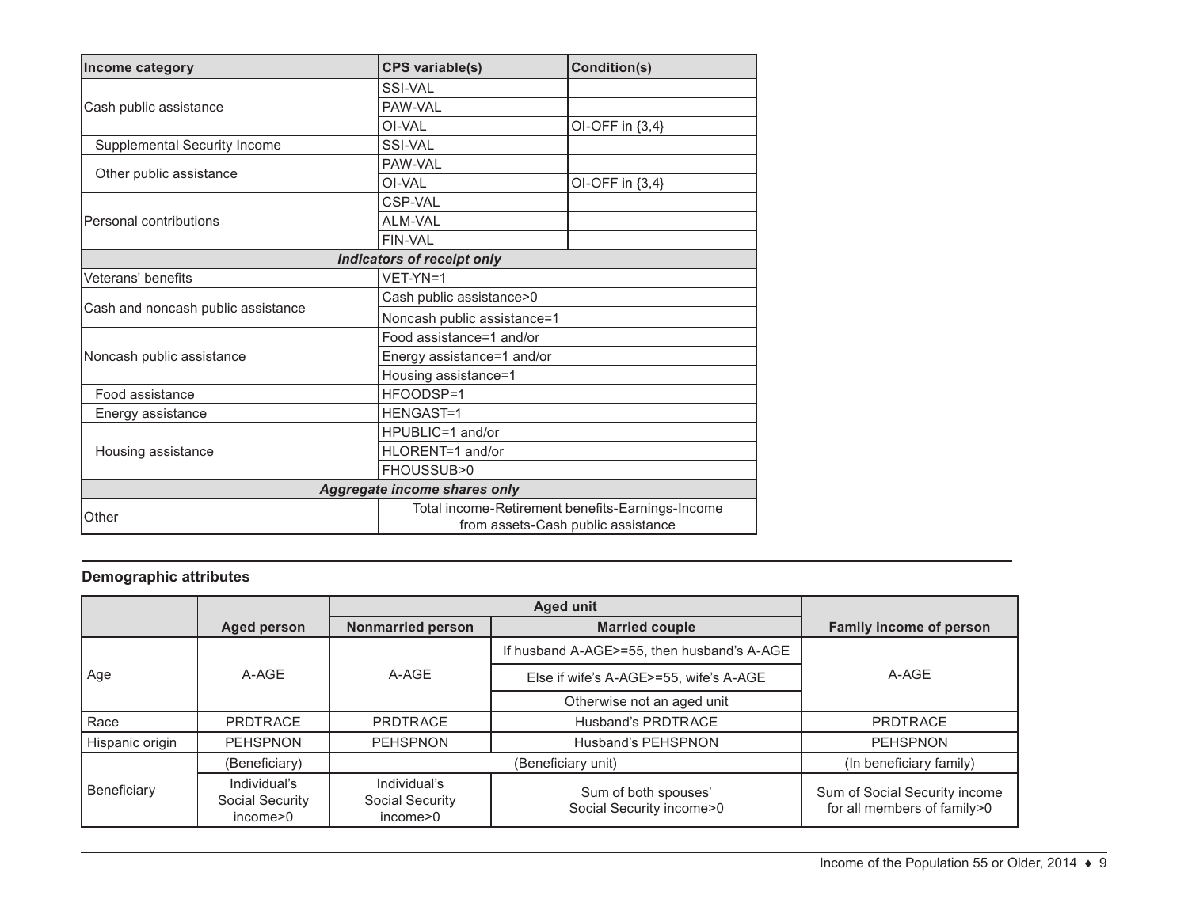| Income category | CPS variable(s) | Condition(s) |
|---|---|---|
| Cash public assistance | SSI-VAL | |
| | PAW-VAL | |
| | OI-VAL | OI-OFF in {3,4} |
| Supplemental Security Income | SSI-VAL | |
| Other public assistance | PAW-VAL | |
| | OI-VAL | OI-OFF in {3,4} |
| Personal contributions | CSP-VAL | |
| | ALM-VAL | |
| | FIN-VAL | |
| ***Indicators of receipt only*** | | |
| Veterans' benefits | VET-YN=1 | |
| Cash and noncash public assistance | Cash public assistance>0 | |
| | Noncash public assistance=1 | |
| Noncash public assistance | Food assistance=1 and/or | |
| | Energy assistance=1 and/or | |
| | Housing assistance=1 | |
| Food assistance | HFOODSP=1 | |
| Energy assistance | HENGAST=1 | |
| Housing assistance | HPUBLIC=1 and/or | |
| | HLORENT=1 and/or | |
| | FHOUSSUB>0 | |
| ***Aggregate income shares only*** | | |
| Other | Total income-Retirement benefits-Earnings-Income from assets-Cash public assistance | |

## Demographic attributes

| | Aged person | Aged unit | | Family income of person |
|---|---|---|---|---|
| | | Nonmarried person | Married couple | |
| Age | A-AGE | A-AGE | If husband A-AGE>=55, then husband's A-AGE | A-AGE |
| | | | Else if wife's A-AGE>=55, wife's A-AGE | |
| | | | Otherwise not an aged unit | |
| Race | PRDTRACE | PRDTRACE | Husband's PRDTRACE | PRDTRACE |
| Hispanic origin | PEHSPNON | PEHSPNON | Husband's PEHSPNON | PEHSPNON |
| Beneficiary | (Beneficiary) | (Beneficiary unit) | | (In beneficiary family) |
| | Individual's Social Security income>0 | Individual's Social Security income>0 | Sum of both spouses' Social Security income>0 | Sum of Social Security income for all members of family>0 |